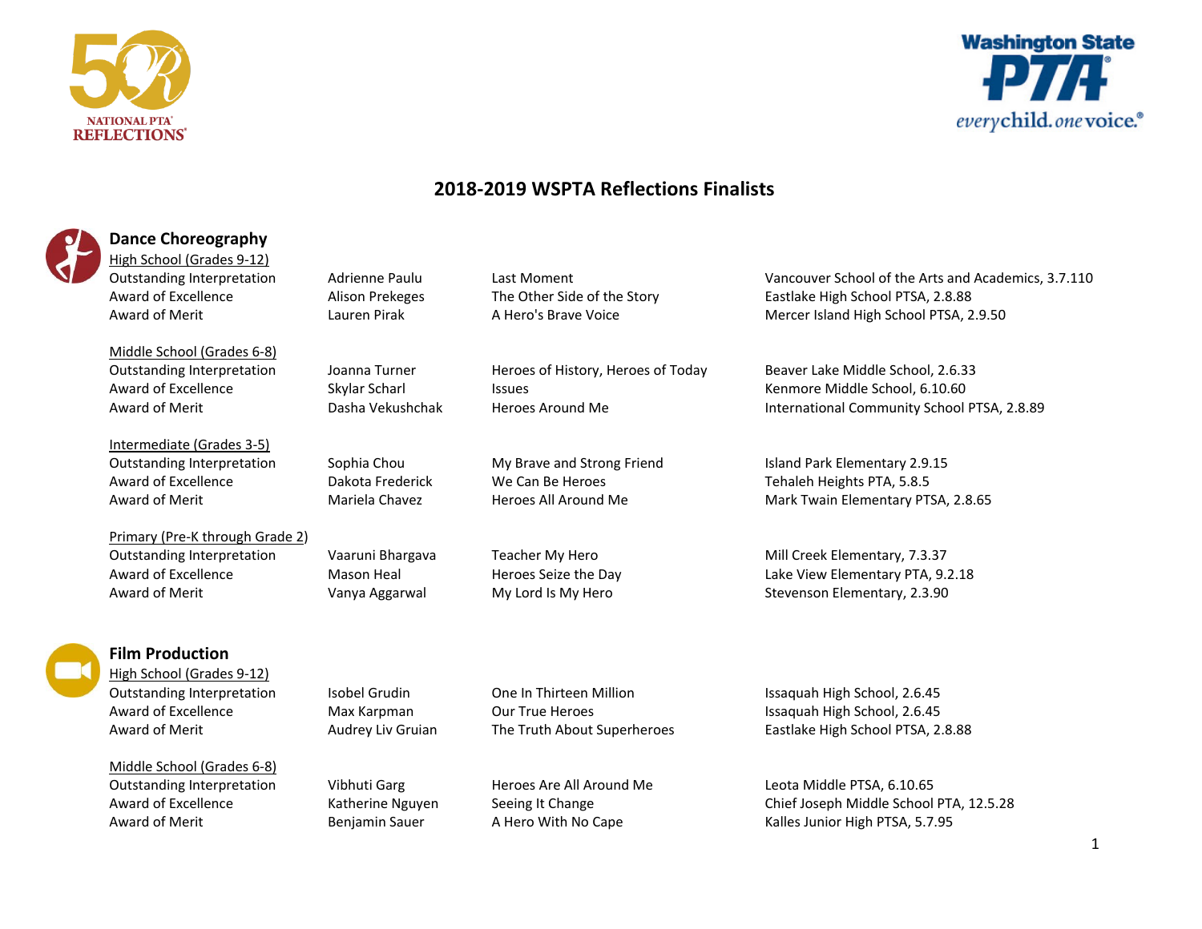# 2018-2019 WSPTA Reflections Finalists

## Dance Choreography

### High School (Grades 9-12)

| Award | Name | Title | School |
|---|---|---|---|
| Outstanding Interpretation | Adrienne Paulu | Last Moment | Vancouver School of the Arts and Academics, 3.7.110 |
| Award of Excellence | Alison Prekeges | The Other Side of the Story | Eastlake High School PTSA, 2.8.88 |
| Award of Merit | Lauren Pirak | A Hero's Brave Voice | Mercer Island High School PTSA, 2.9.50 |

### Middle School (Grades 6-8)

| Award | Name | Title | School |
|---|---|---|---|
| Outstanding Interpretation | Joanna Turner | Heroes of History, Heroes of Today | Beaver Lake Middle School, 2.6.33 |
| Award of Excellence | Skylar Scharl | Issues | Kenmore Middle School, 6.10.60 |
| Award of Merit | Dasha Vekushchak | Heroes Around Me | International Community School PTSA, 2.8.89 |

### Intermediate (Grades 3-5)

| Award | Name | Title | School |
|---|---|---|---|
| Outstanding Interpretation | Sophia Chou | My Brave and Strong Friend | Island Park Elementary 2.9.15 |
| Award of Excellence | Dakota Frederick | We Can Be Heroes | Tehaleh Heights PTA, 5.8.5 |
| Award of Merit | Mariela Chavez | Heroes All Around Me | Mark Twain Elementary PTSA, 2.8.65 |

### Primary (Pre-K through Grade 2)

| Award | Name | Title | School |
|---|---|---|---|
| Outstanding Interpretation | Vaaruni Bhargava | Teacher My Hero | Mill Creek Elementary, 7.3.37 |
| Award of Excellence | Mason Heal | Heroes Seize the Day | Lake View Elementary PTA, 9.2.18 |
| Award of Merit | Vanya Aggarwal | My Lord Is My Hero | Stevenson Elementary, 2.3.90 |

## Film Production

### High School (Grades 9-12)

| Award | Name | Title | School |
|---|---|---|---|
| Outstanding Interpretation | Isobel Grudin | One In Thirteen Million | Issaquah High School, 2.6.45 |
| Award of Excellence | Max Karpman | Our True Heroes | Issaquah High School, 2.6.45 |
| Award of Merit | Audrey Liv Gruian | The Truth About Superheroes | Eastlake High School PTSA, 2.8.88 |

### Middle School (Grades 6-8)

| Award | Name | Title | School |
|---|---|---|---|
| Outstanding Interpretation | Vibhuti Garg | Heroes Are All Around Me | Leota Middle PTSA, 6.10.65 |
| Award of Excellence | Katherine Nguyen | Seeing It Change | Chief Joseph Middle School PTA, 12.5.28 |
| Award of Merit | Benjamin Sauer | A Hero With No Cape | Kalles Junior High PTSA, 5.7.95 |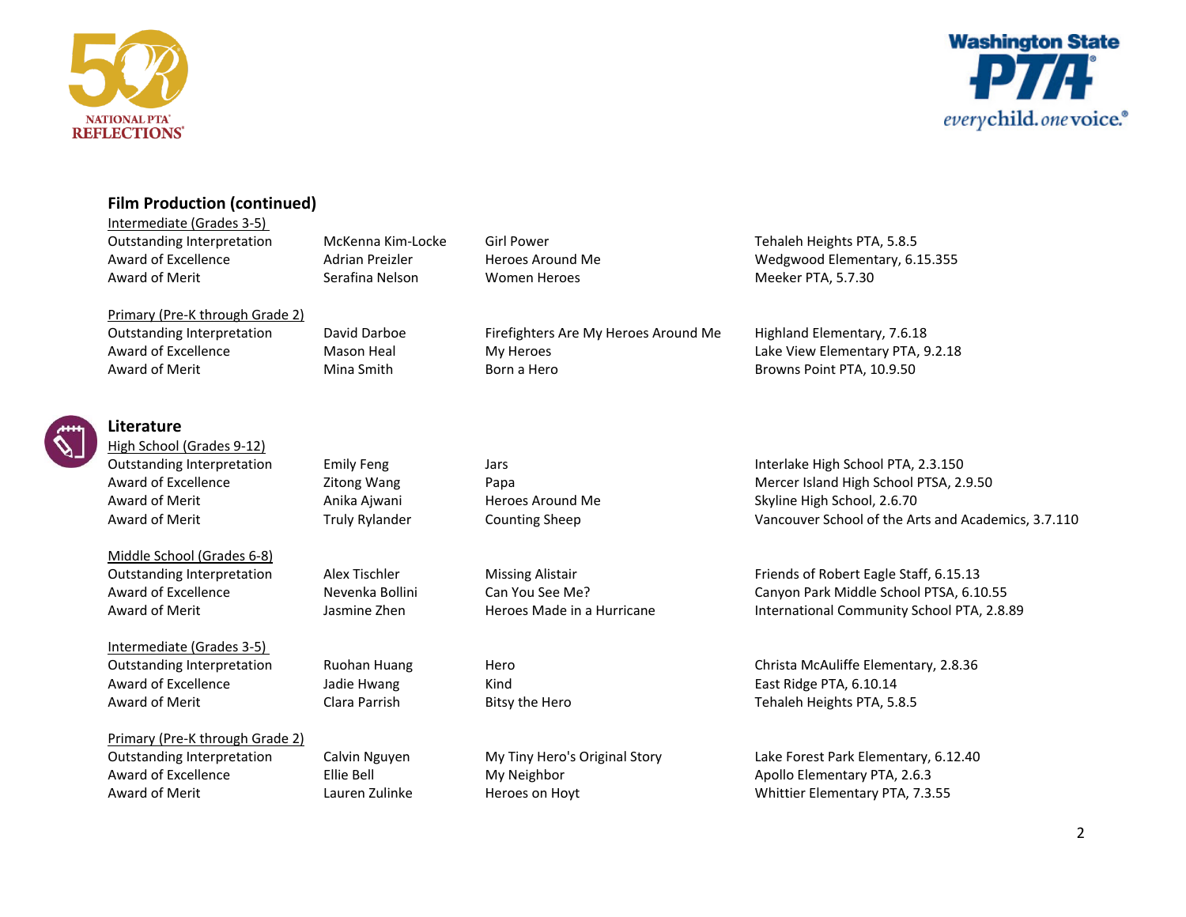## Film Production (continued)

Intermediate (Grades 3-5)

| | | | |
|---|---|---|---|
| Outstanding Interpretation | McKenna Kim-Locke | Girl Power | Tehaleh Heights PTA, 5.8.5 |
| Award of Excellence | Adrian Preizler | Heroes Around Me | Wedgwood Elementary, 6.15.355 |
| Award of Merit | Serafina Nelson | Women Heroes | Meeker PTA, 5.7.30 |

Primary (Pre-K through Grade 2)

| | | | |
|---|---|---|---|
| Outstanding Interpretation | David Darboe | Firefighters Are My Heroes Around Me | Highland Elementary, 7.6.18 |
| Award of Excellence | Mason Heal | My Heroes | Lake View Elementary PTA, 9.2.18 |
| Award of Merit | Mina Smith | Born a Hero | Browns Point PTA, 10.9.50 |

## Literature

High School (Grades 9-12)

| | | | |
|---|---|---|---|
| Outstanding Interpretation | Emily Feng | Jars | Interlake High School PTA, 2.3.150 |
| Award of Excellence | Zitong Wang | Papa | Mercer Island High School PTSA, 2.9.50 |
| Award of Merit | Anika Ajwani | Heroes Around Me | Skyline High School, 2.6.70 |
| Award of Merit | Truly Rylander | Counting Sheep | Vancouver School of the Arts and Academics, 3.7.110 |

Middle School (Grades 6-8)

| | | | |
|---|---|---|---|
| Outstanding Interpretation | Alex Tischler | Missing Alistair | Friends of Robert Eagle Staff, 6.15.13 |
| Award of Excellence | Nevenka Bollini | Can You See Me? | Canyon Park Middle School PTSA, 6.10.55 |
| Award of Merit | Jasmine Zhen | Heroes Made in a Hurricane | International Community School PTA, 2.8.89 |

Intermediate (Grades 3-5)

| | | | |
|---|---|---|---|
| Outstanding Interpretation | Ruohan Huang | Hero | Christa McAuliffe Elementary, 2.8.36 |
| Award of Excellence | Jadie Hwang | Kind | East Ridge PTA, 6.10.14 |
| Award of Merit | Clara Parrish | Bitsy the Hero | Tehaleh Heights PTA, 5.8.5 |

Primary (Pre-K through Grade 2)

| | | | |
|---|---|---|---|
| Outstanding Interpretation | Calvin Nguyen | My Tiny Hero's Original Story | Lake Forest Park Elementary, 6.12.40 |
| Award of Excellence | Ellie Bell | My Neighbor | Apollo Elementary PTA, 2.6.3 |
| Award of Merit | Lauren Zulinke | Heroes on Hoyt | Whittier Elementary PTA, 7.3.55 |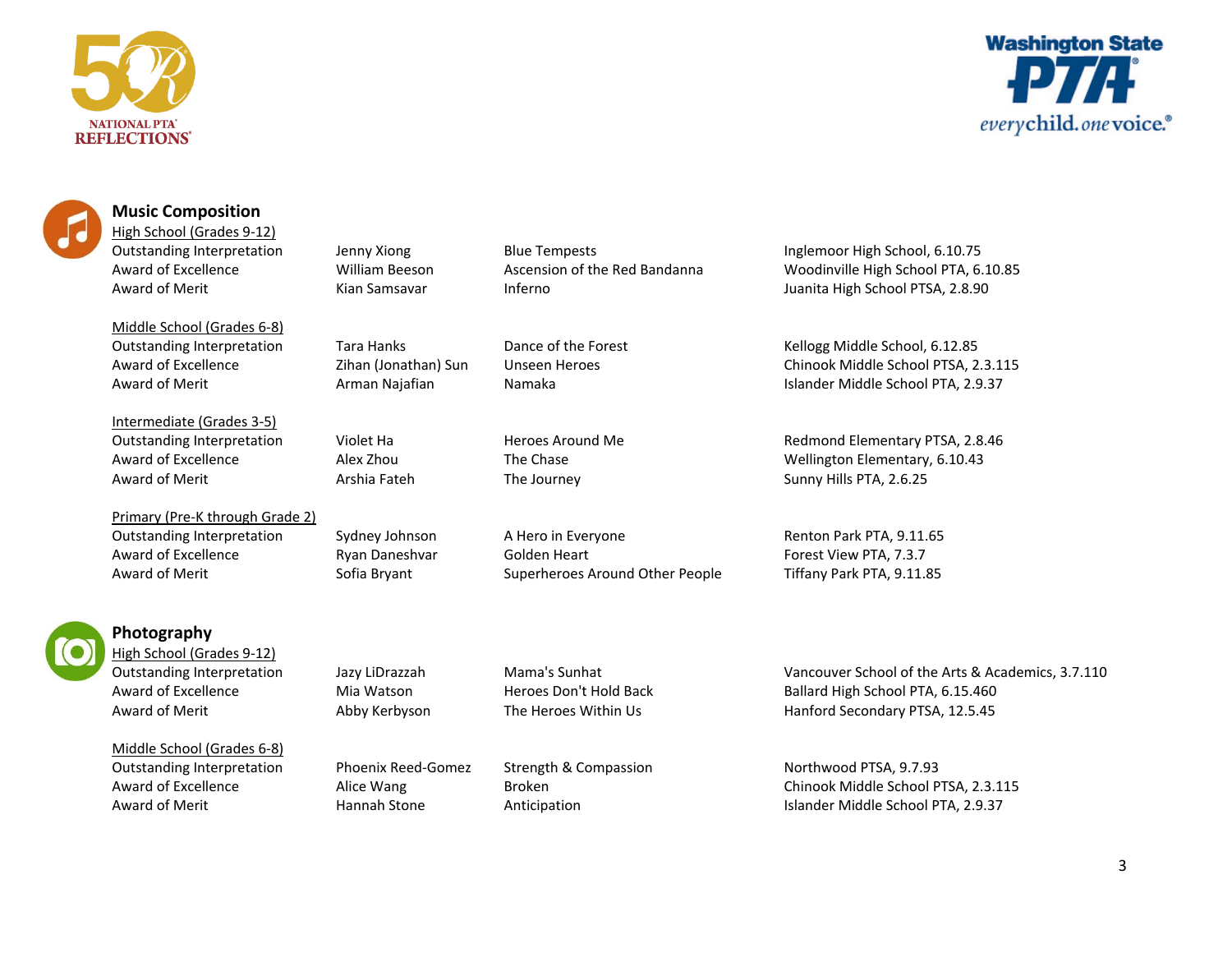## Music Composition

### High School (Grades 9-12)

| Award | Student | Title | School |
|---|---|---|---|
| Outstanding Interpretation | Jenny Xiong | Blue Tempests | Inglemoor High School, 6.10.75 |
| Award of Excellence | William Beeson | Ascension of the Red Bandanna | Woodinville High School PTA, 6.10.85 |
| Award of Merit | Kian Samsavar | Inferno | Juanita High School PTSA, 2.8.90 |

### Middle School (Grades 6-8)

| Award | Student | Title | School |
|---|---|---|---|
| Outstanding Interpretation | Tara Hanks | Dance of the Forest | Kellogg Middle School, 6.12.85 |
| Award of Excellence | Zihan (Jonathan) Sun | Unseen Heroes | Chinook Middle School PTSA, 2.3.115 |
| Award of Merit | Arman Najafian | Namaka | Islander Middle School PTA, 2.9.37 |

### Intermediate (Grades 3-5)

| Award | Student | Title | School |
|---|---|---|---|
| Outstanding Interpretation | Violet Ha | Heroes Around Me | Redmond Elementary PTSA, 2.8.46 |
| Award of Excellence | Alex Zhou | The Chase | Wellington Elementary, 6.10.43 |
| Award of Merit | Arshia Fateh | The Journey | Sunny Hills PTA, 2.6.25 |

### Primary (Pre-K through Grade 2)

| Award | Student | Title | School |
|---|---|---|---|
| Outstanding Interpretation | Sydney Johnson | A Hero in Everyone | Renton Park PTA, 9.11.65 |
| Award of Excellence | Ryan Daneshvar | Golden Heart | Forest View PTA, 7.3.7 |
| Award of Merit | Sofia Bryant | Superheroes Around Other People | Tiffany Park PTA, 9.11.85 |

## Photography

### High School (Grades 9-12)

| Award | Student | Title | School |
|---|---|---|---|
| Outstanding Interpretation | Jazy LiDrazzah | Mama's Sunhat | Vancouver School of the Arts & Academics, 3.7.110 |
| Award of Excellence | Mia Watson | Heroes Don't Hold Back | Ballard High School PTA, 6.15.460 |
| Award of Merit | Abby Kerbyson | The Heroes Within Us | Hanford Secondary PTSA, 12.5.45 |

### Middle School (Grades 6-8)

| Award | Student | Title | School |
|---|---|---|---|
| Outstanding Interpretation | Phoenix Reed-Gomez | Strength & Compassion | Northwood PTSA, 9.7.93 |
| Award of Excellence | Alice Wang | Broken | Chinook Middle School PTSA, 2.3.115 |
| Award of Merit | Hannah Stone | Anticipation | Islander Middle School PTA, 2.9.37 |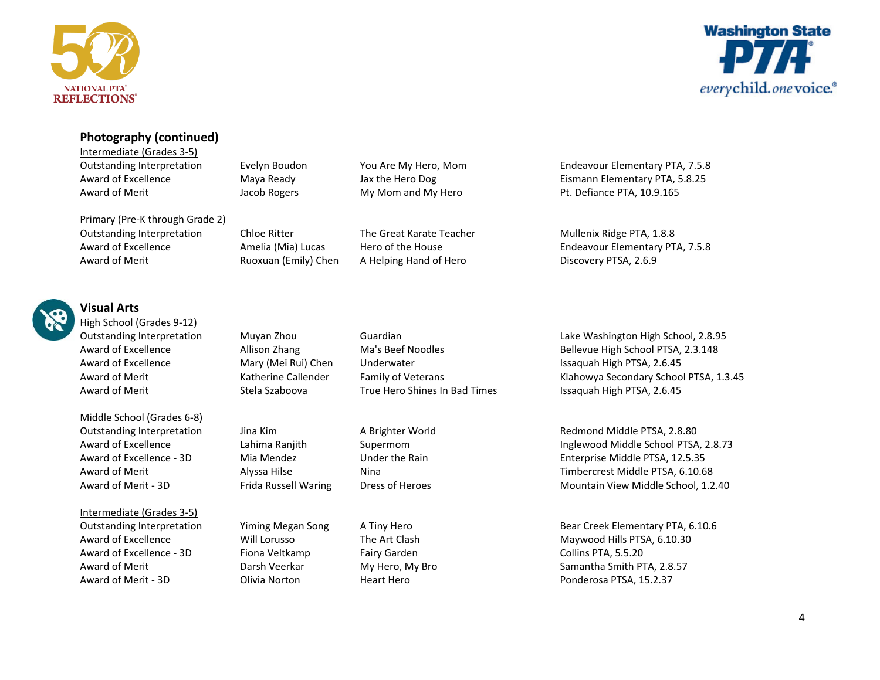## Photography (continued)

Intermediate (Grades 3-5)

| Award | Name | Title | PTA |
|---|---|---|---|
| Outstanding Interpretation | Evelyn Boudon | You Are My Hero, Mom | Endeavour Elementary PTA, 7.5.8 |
| Award of Excellence | Maya Ready | Jax the Hero Dog | Eismann Elementary PTA, 5.8.25 |
| Award of Merit | Jacob Rogers | My Mom and My Hero | Pt. Defiance PTA, 10.9.165 |

Primary (Pre-K through Grade 2)

| Award | Name | Title | PTA |
|---|---|---|---|
| Outstanding Interpretation | Chloe Ritter | The Great Karate Teacher | Mullenix Ridge PTA, 1.8.8 |
| Award of Excellence | Amelia (Mia) Lucas | Hero of the House | Endeavour Elementary PTA, 7.5.8 |
| Award of Merit | Ruoxuan (Emily) Chen | A Helping Hand of Hero | Discovery PTSA, 2.6.9 |

## Visual Arts

High School (Grades 9-12)

| Award | Name | Title | PTA |
|---|---|---|---|
| Outstanding Interpretation | Muyan Zhou | Guardian | Lake Washington High School, 2.8.95 |
| Award of Excellence | Allison Zhang | Ma's Beef Noodles | Bellevue High School PTSA, 2.3.148 |
| Award of Excellence | Mary (Mei Rui) Chen | Underwater | Issaquah High PTSA, 2.6.45 |
| Award of Merit | Katherine Callender | Family of Veterans | Klahowya Secondary School PTSA, 1.3.45 |
| Award of Merit | Stela Szaboova | True Hero Shines In Bad Times | Issaquah High PTSA, 2.6.45 |

Middle School (Grades 6-8)

| Award | Name | Title | PTA |
|---|---|---|---|
| Outstanding Interpretation | Jina Kim | A Brighter World | Redmond Middle PTSA, 2.8.80 |
| Award of Excellence | Lahima Ranjith | Supermom | Inglewood Middle School PTSA, 2.8.73 |
| Award of Excellence - 3D | Mia Mendez | Under the Rain | Enterprise Middle PTSA, 12.5.35 |
| Award of Merit | Alyssa Hilse | Nina | Timbercrest Middle PTSA, 6.10.68 |
| Award of Merit - 3D | Frida Russell Waring | Dress of Heroes | Mountain View Middle School, 1.2.40 |

Intermediate (Grades 3-5)

| Award | Name | Title | PTA |
|---|---|---|---|
| Outstanding Interpretation | Yiming Megan Song | A Tiny Hero | Bear Creek Elementary PTA, 6.10.6 |
| Award of Excellence | Will Lorusso | The Art Clash | Maywood Hills PTSA, 6.10.30 |
| Award of Excellence - 3D | Fiona Veltkamp | Fairy Garden | Collins PTA, 5.5.20 |
| Award of Merit | Darsh Veerkar | My Hero, My Bro | Samantha Smith PTA, 2.8.57 |
| Award of Merit - 3D | Olivia Norton | Heart Hero | Ponderosa PTSA, 15.2.37 |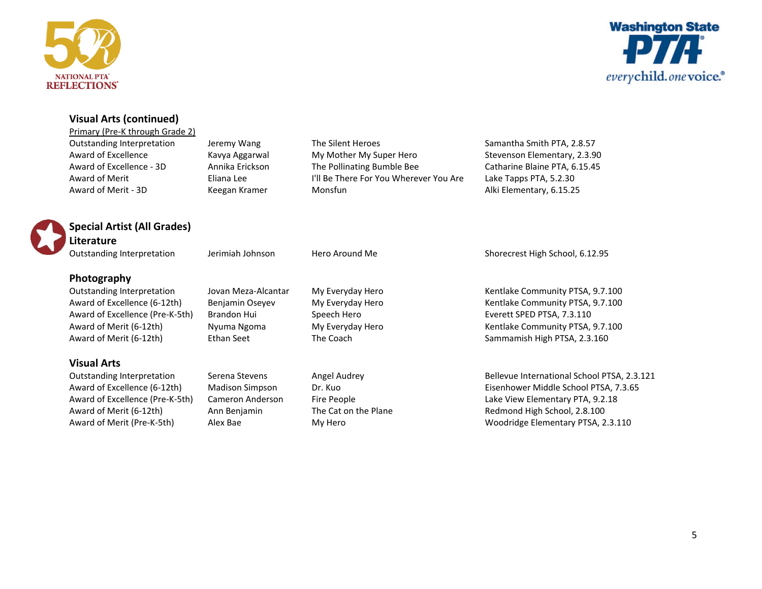## Visual Arts (continued)

Primary (Pre-K through Grade 2)

| | | | |
|---|---|---|---|
| Outstanding Interpretation | Jeremy Wang | The Silent Heroes | Samantha Smith PTA, 2.8.57 |
| Award of Excellence | Kavya Aggarwal | My Mother My Super Hero | Stevenson Elementary, 2.3.90 |
| Award of Excellence - 3D | Annika Erickson | The Pollinating Bumble Bee | Catharine Blaine PTA, 6.15.45 |
| Award of Merit | Eliana Lee | I'll Be There For You Wherever You Are | Lake Tapps PTA, 5.2.30 |
| Award of Merit - 3D | Keegan Kramer | Monsfun | Alki Elementary, 6.15.25 |

## Special Artist (All Grades)

### Literature

| | | | |
|---|---|---|---|
| Outstanding Interpretation | Jerimiah Johnson | Hero Around Me | Shorecrest High School, 6.12.95 |

### Photography

| | | | |
|---|---|---|---|
| Outstanding Interpretation | Jovan Meza-Alcantar | My Everyday Hero | Kentlake Community PTSA, 9.7.100 |
| Award of Excellence (6-12th) | Benjamin Oseyev | My Everyday Hero | Kentlake Community PTSA, 9.7.100 |
| Award of Excellence (Pre-K-5th) | Brandon Hui | Speech Hero | Everett SPED PTSA, 7.3.110 |
| Award of Merit (6-12th) | Nyuma Ngoma | My Everyday Hero | Kentlake Community PTSA, 9.7.100 |
| Award of Merit (6-12th) | Ethan Seet | The Coach | Sammamish High PTSA, 2.3.160 |

### Visual Arts

| | | | |
|---|---|---|---|
| Outstanding Interpretation | Serena Stevens | Angel Audrey | Bellevue International School PTSA, 2.3.121 |
| Award of Excellence (6-12th) | Madison Simpson | Dr. Kuo | Eisenhower Middle School PTSA, 7.3.65 |
| Award of Excellence (Pre-K-5th) | Cameron Anderson | Fire People | Lake View Elementary PTA, 9.2.18 |
| Award of Merit (6-12th) | Ann Benjamin | The Cat on the Plane | Redmond High School, 2.8.100 |
| Award of Merit (Pre-K-5th) | Alex Bae | My Hero | Woodridge Elementary PTSA, 2.3.110 |